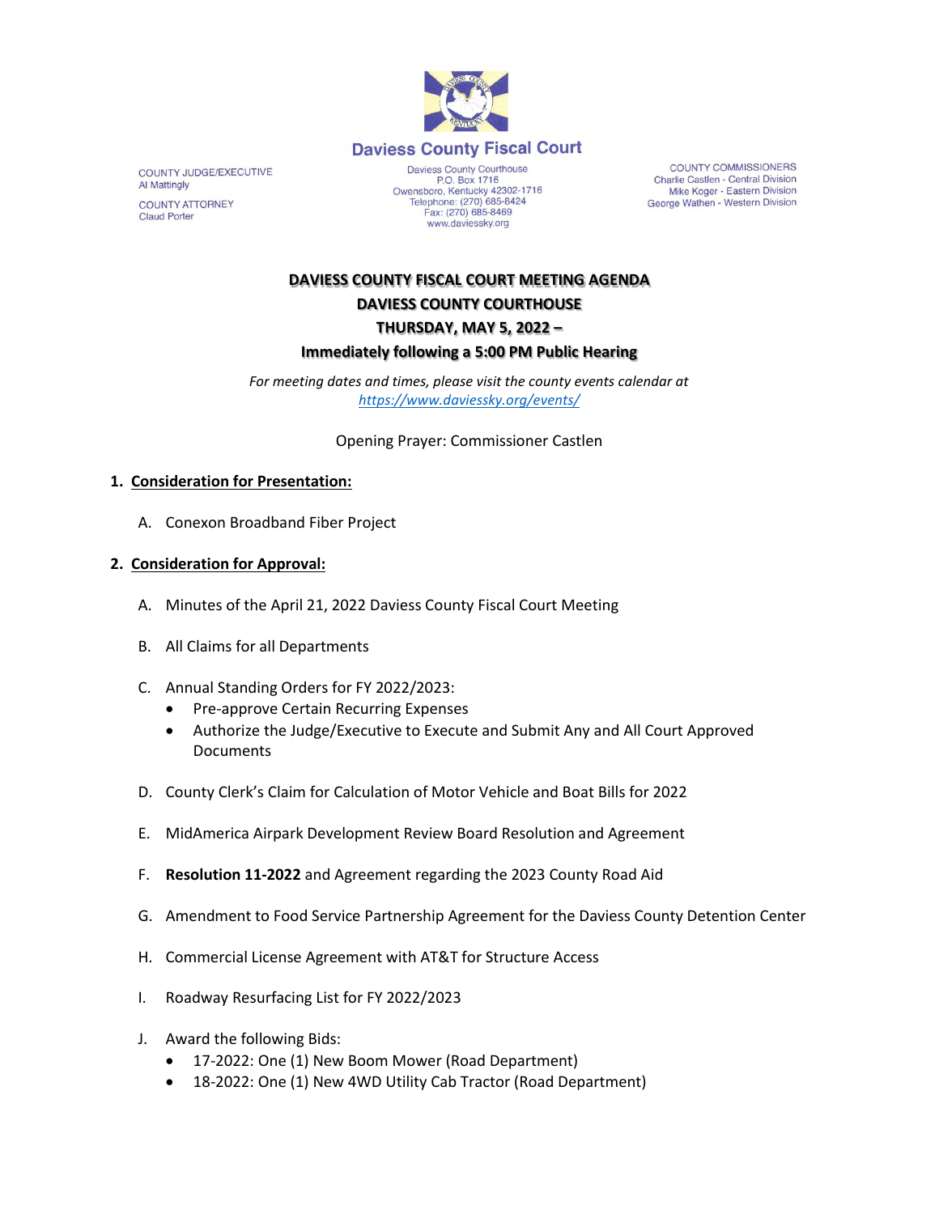# Daviess County Fiscal Court

COUNTY JUDGE/EXECUTIVE
Al Mattingly

COUNTY ATTORNEY
Claud Porter

Daviess County Courthouse
P.O. Box 1716
Owensboro, Kentucky 42302-1716
Telephone: (270) 685-8424
Fax: (270) 685-8469
www.daviessky.org

COUNTY COMMISSIONERS
Charlie Castlen - Central Division
Mike Koger - Eastern Division
George Wathen - Western Division

**DAVIESS COUNTY FISCAL COURT MEETING AGENDA**
**DAVIESS COUNTY COURTHOUSE**
**THURSDAY, MAY 5, 2022 –**
**Immediately following a 5:00 PM Public Hearing**

*For meeting dates and times, please visit the county events calendar at https://www.daviessky.org/events/*

Opening Prayer: Commissioner Castlen

1. **Consideration for Presentation:**

   A. Conexon Broadband Fiber Project

2. **Consideration for Approval:**

   A. Minutes of the April 21, 2022 Daviess County Fiscal Court Meeting

   B. All Claims for all Departments

   C. Annual Standing Orders for FY 2022/2023:
      - Pre-approve Certain Recurring Expenses
      - Authorize the Judge/Executive to Execute and Submit Any and All Court Approved Documents

   D. County Clerk's Claim for Calculation of Motor Vehicle and Boat Bills for 2022

   E. MidAmerica Airpark Development Review Board Resolution and Agreement

   F. **Resolution 11-2022** and Agreement regarding the 2023 County Road Aid

   G. Amendment to Food Service Partnership Agreement for the Daviess County Detention Center

   H. Commercial License Agreement with AT&T for Structure Access

   I. Roadway Resurfacing List for FY 2022/2023

   J. Award the following Bids:
      - 17-2022: One (1) New Boom Mower (Road Department)
      - 18-2022: One (1) New 4WD Utility Cab Tractor (Road Department)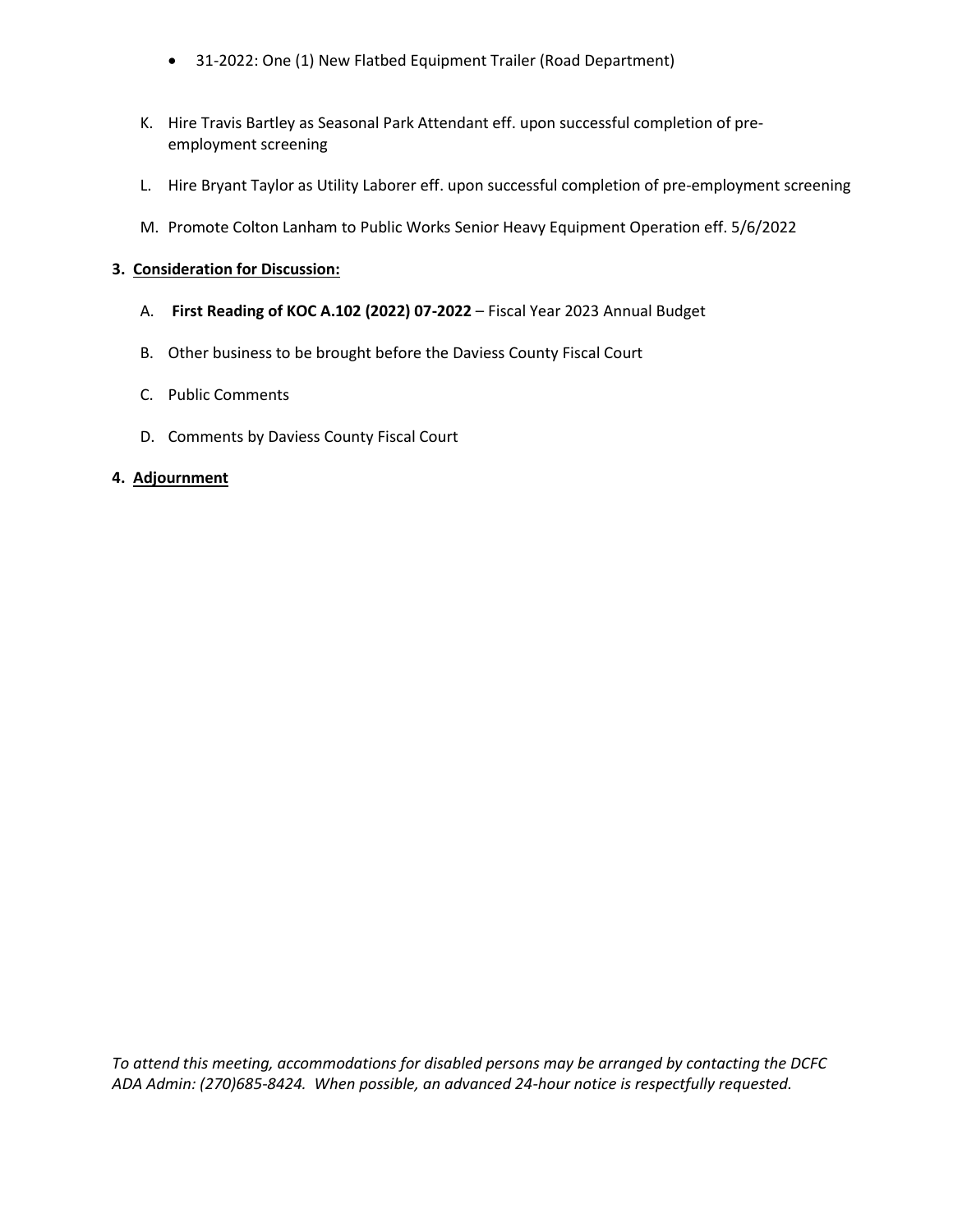- 31-2022: One (1) New Flatbed Equipment Trailer (Road Department)

K. Hire Travis Bartley as Seasonal Park Attendant eff. upon successful completion of pre-employment screening

L. Hire Bryant Taylor as Utility Laborer eff. upon successful completion of pre-employment screening

M. Promote Colton Lanham to Public Works Senior Heavy Equipment Operation eff. 5/6/2022

**3. Consideration for Discussion:**

A. **First Reading of KOC A.102 (2022) 07-2022** – Fiscal Year 2023 Annual Budget

B. Other business to be brought before the Daviess County Fiscal Court

C. Public Comments

D. Comments by Daviess County Fiscal Court

**4. Adjournment**

*To attend this meeting, accommodations for disabled persons may be arranged by contacting the DCFC ADA Admin: (270)685-8424. When possible, an advanced 24-hour notice is respectfully requested.*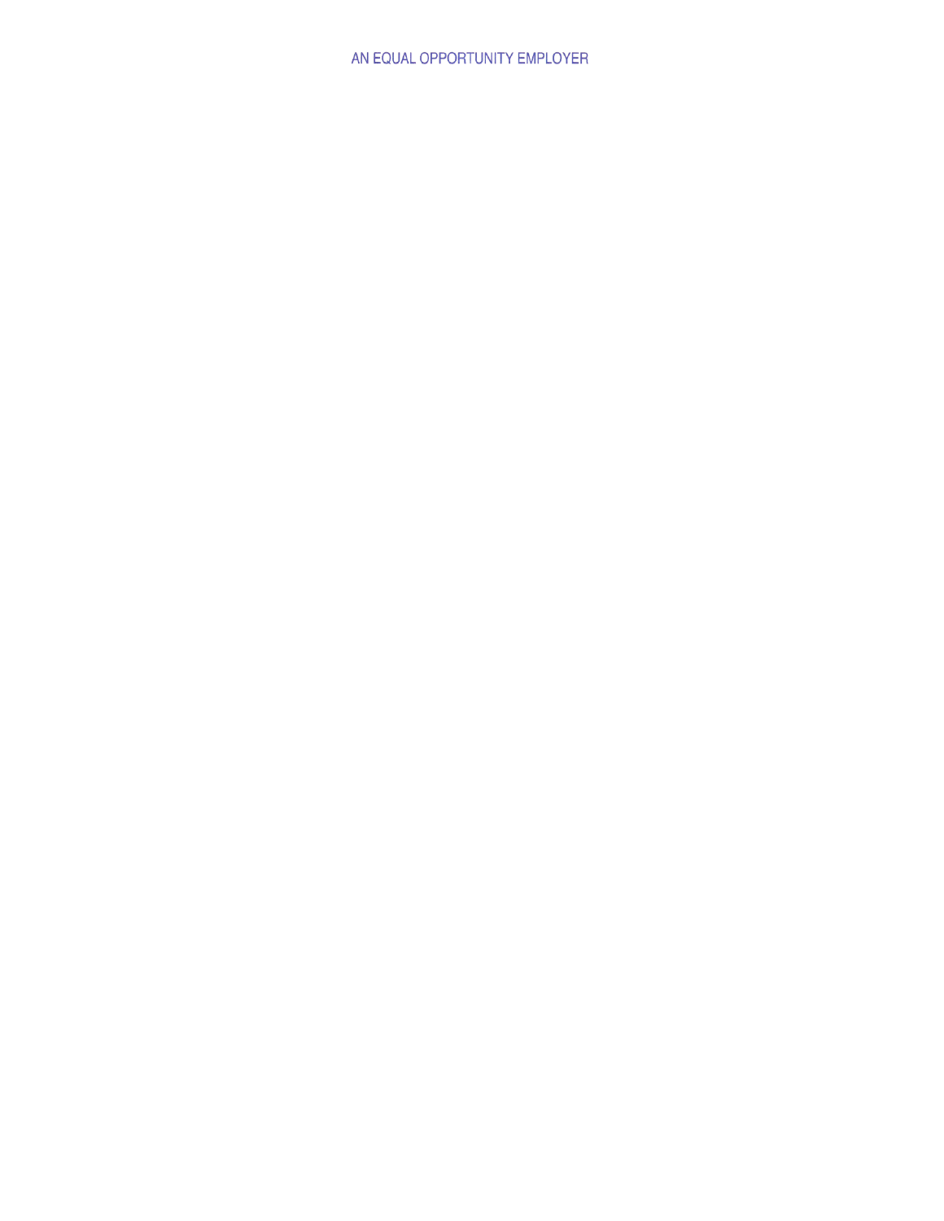AN EQUAL OPPORTUNITY EMPLOYER